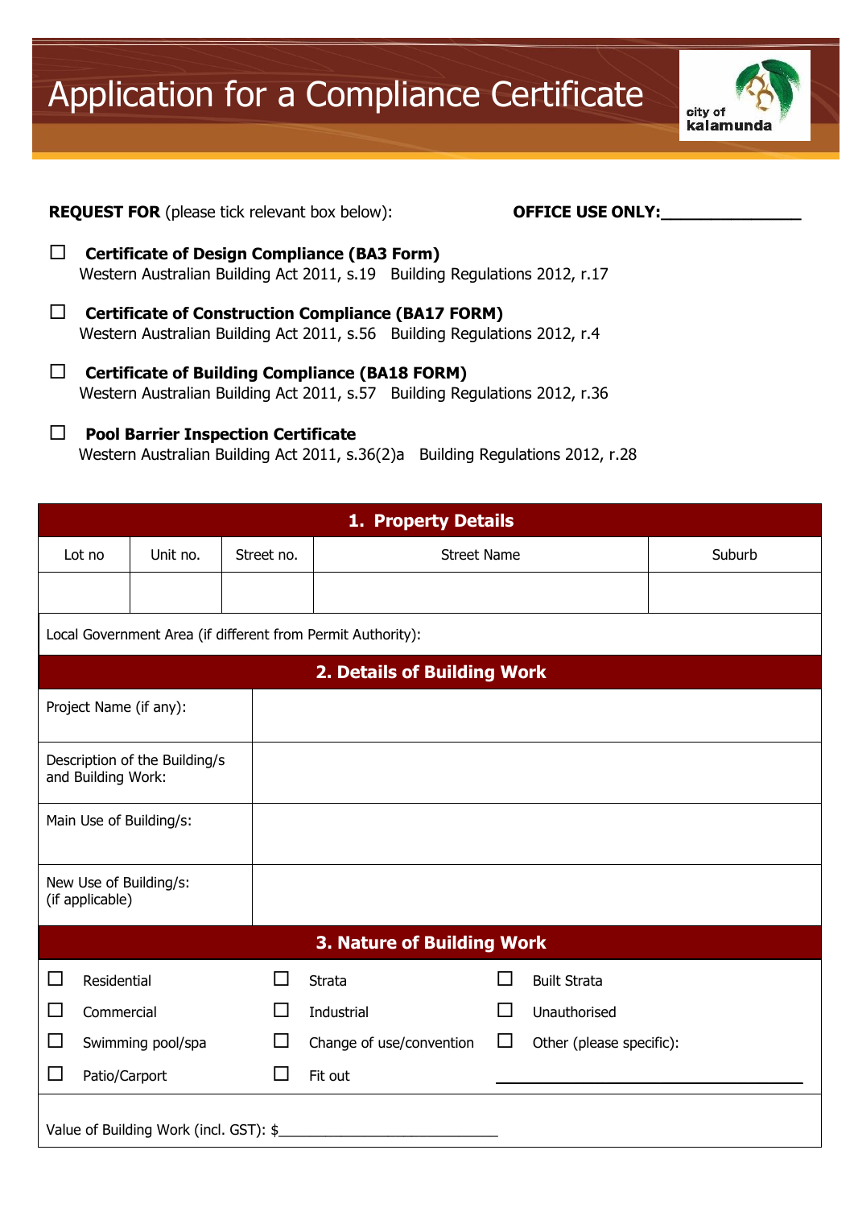# Application for a Compliance Certificate

**REQUEST FOR** (please tick relevant box below): **OFFICE USE ONLY:_______________**

☐ **Certificate of Design Compliance (BA3 Form)**
Western Australian Building Act 2011, s.19 Building Regulations 2012, r.17

☐ **Certificate of Construction Compliance (BA17 FORM)**
Western Australian Building Act 2011, s.56 Building Regulations 2012, r.4

☐ **Certificate of Building Compliance (BA18 FORM)**
Western Australian Building Act 2011, s.57 Building Regulations 2012, r.36

☐ **Pool Barrier Inspection Certificate**
Western Australian Building Act 2011, s.36(2)a Building Regulations 2012, r.28

## 1. Property Details

| Lot no | Unit no. | Street no. | Street Name | Suburb |
|---|---|---|---|---|
| | | | | |

Local Government Area (if different from Permit Authority):

## 2. Details of Building Work

| | |
|---|---|
| Project Name (if any): | |
| Description of the Building/s and Building Work: | |
| Main Use of Building/s: | |
| New Use of Building/s: (if applicable) | |

## 3. Nature of Building Work

| | | |
|---|---|---|
| ☐ Residential | ☐ Strata | ☐ Built Strata |
| ☐ Commercial | ☐ Industrial | ☐ Unauthorised |
| ☐ Swimming pool/spa | ☐ Change of use/convention | ☐ Other (please specific): |
| ☐ Patio/Carport | ☐ Fit out | ____________________ |

Value of Building Work (incl. GST): $____________________________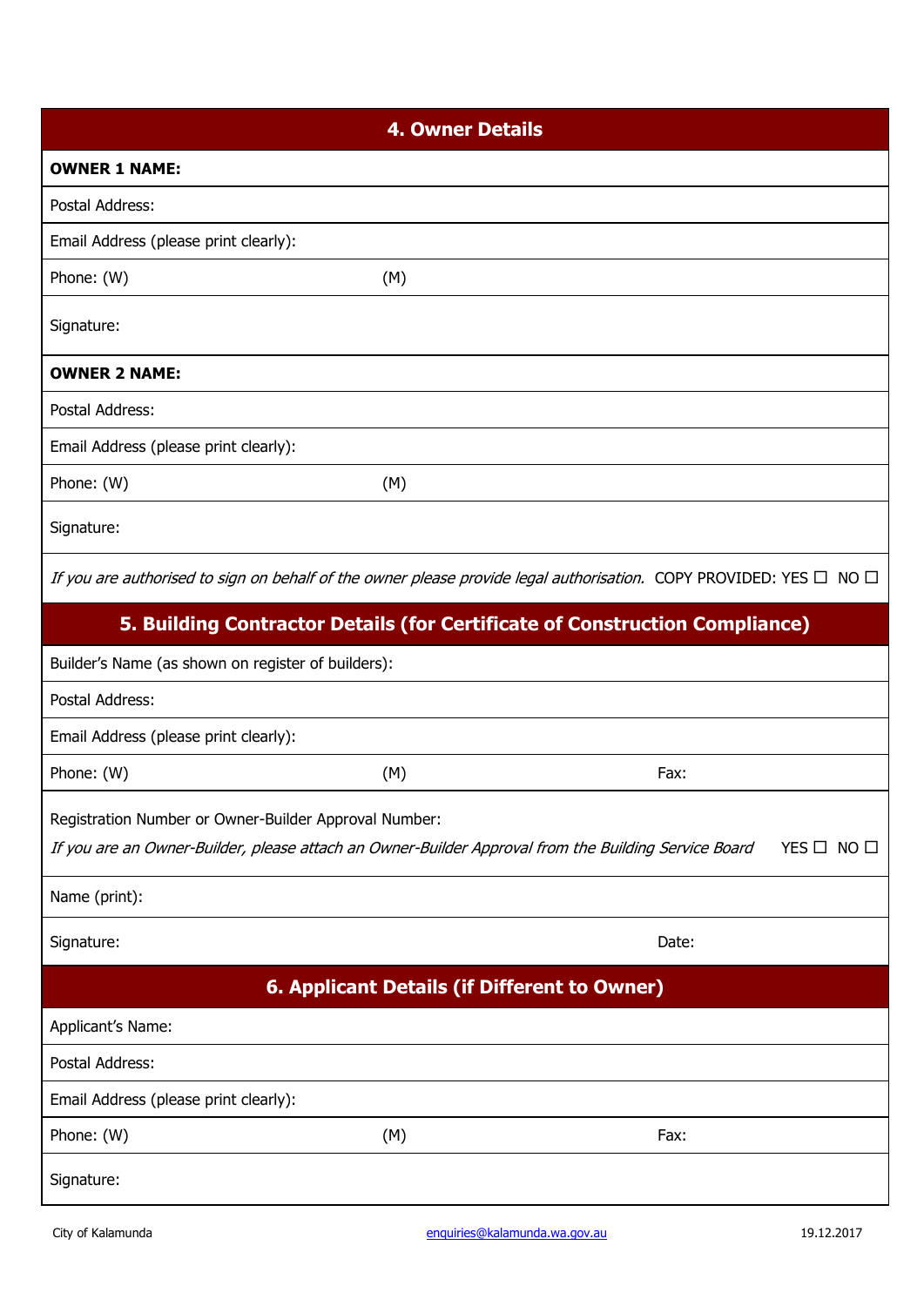## 4. Owner Details

**OWNER 1 NAME:**

Postal Address:

Email Address (please print clearly):

Phone: (W) (M)

Signature:

**OWNER 2 NAME:**

Postal Address:

Email Address (please print clearly):

Phone: (W) (M)

Signature:

*If you are authorised to sign on behalf of the owner please provide legal authorisation.* COPY PROVIDED: YES ☐ NO ☐

## 5. Building Contractor Details (for Certificate of Construction Compliance)

Builder's Name (as shown on register of builders):

Postal Address:

Email Address (please print clearly):

Phone: (W) (M) Fax:

Registration Number or Owner-Builder Approval Number:

*If you are an Owner-Builder, please attach an Owner-Builder Approval from the Building Service Board* YES ☐ NO ☐

Name (print):

Signature: Date:

## 6. Applicant Details (if Different to Owner)

Applicant's Name:

Postal Address:

Email Address (please print clearly):

Phone: (W) (M) Fax:

Signature:

City of Kalamunda enquiries@kalamunda.wa.gov.au 19.12.2017